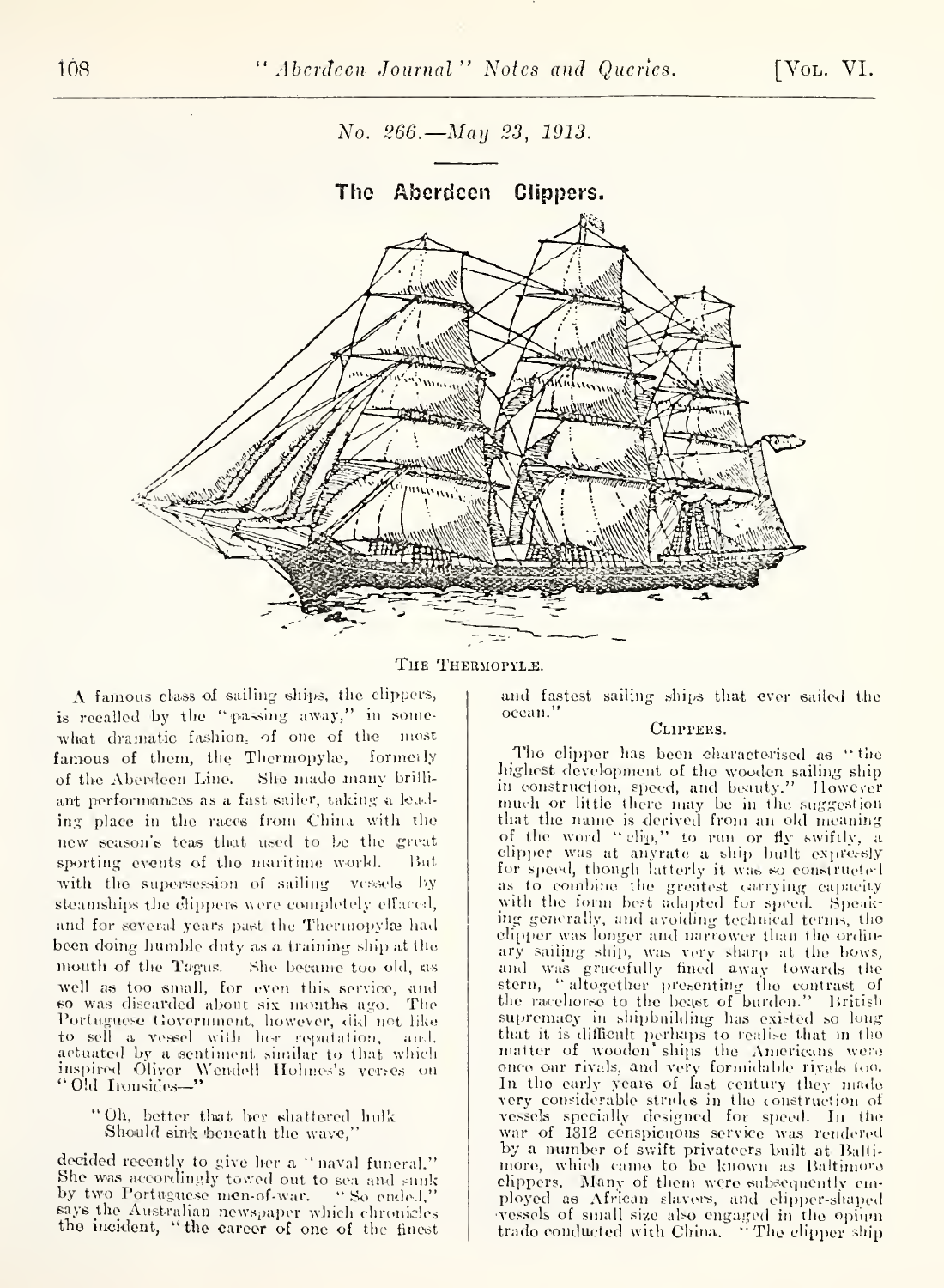*No. 266.—May 23, 1913.*

## The Aberdeen Clippers.

The Thermopylæ.

A famous class of sailing ships, the clippers, is recalled by the "passing away," in somewhat dramatic fashion, of one of the most famous of them, the Thermopylæ, formerly of the Aberdeen Line. She made many brilliant performances as a fast sailer, taking a leading place in the races from China with the new season's teas that used to be the great sporting events of the maritime world. But with the supersession of sailing vessels by steamships the clippers were completely effaced, and for several years past the Thermopylæ had been doing humble duty as a training ship at the mouth of the Tagus. She became too old, as well as too small, for even this service, and so was discarded about six months ago. The Portuguese Government, however, did not like to sell a vessel with her reputation, and, actuated by a sentiment similar to that which inspired Oliver Wendell Holmes's verses on "Old Ironsides—"

> "Oh, better that her shattered hulk
> Should sink beneath the wave,"

decided recently to give her a "naval funeral." She was accordingly towed out to sea and sunk by two Portuguese men-of-war. "So ended," says the Australian newspaper which chronicles the incident, "the career of one of the finest and fastest sailing ships that ever sailed the ocean."

### Clippers.

The clipper has been characterised as "the highest development of the wooden sailing ship in construction, speed, and beauty." However much or little there may be in the suggestion that the name is derived from an old meaning of the word "clip," to run or fly swiftly, a clipper was at anyrate a ship built expressly for speed, though latterly it was so constructed as to combine the greatest carrying capacity with the form best adapted for speed. Speaking generally, and avoiding technical terms, the clipper was longer and narrower than the ordinary sailing ship, was very sharp at the bows, and was gracefully fined away towards the stern, "altogether presenting the contrast of the racehorse to the beast of burden." British supremacy in shipbuilding has existed so long that it is difficult perhaps to realise that in the matter of wooden ships the Americans were once our rivals, and very formidable rivals too. In the early years of last century they made very considerable strides in the construction of vessels specially designed for speed. In the war of 1812 conspicuous service was rendered by a number of swift privateers built at Baltimore, which came to be known as Baltimore clippers. Many of them were subsequently employed as African slavers, and clipper-shaped vessels of small size also engaged in the opium trade conducted with China. "The clipper ship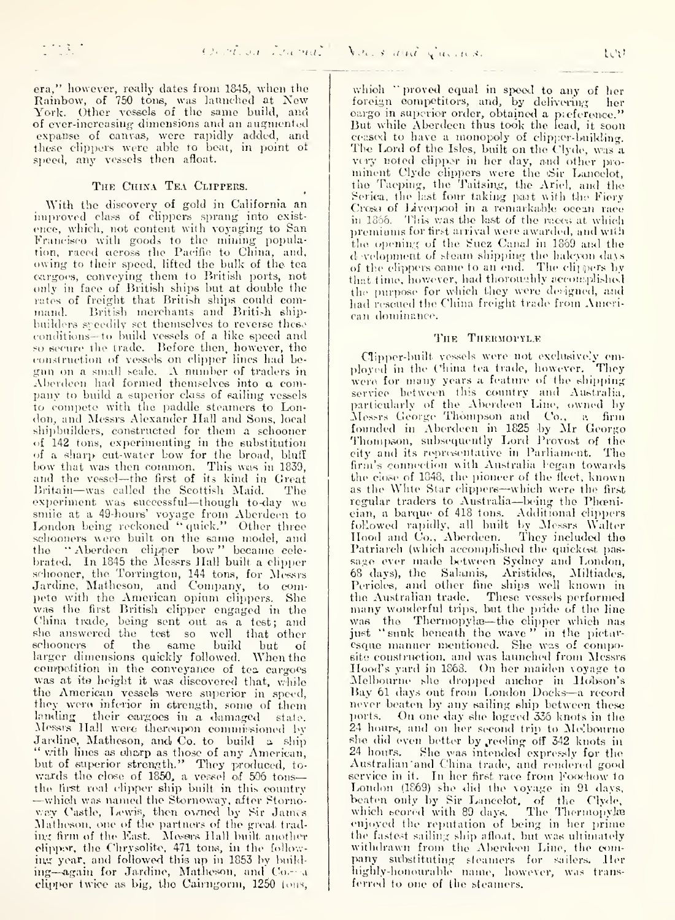era," however, really dates from 1845, when the Rainbow, of 750 tons, was launched at New York. Other vessels of the same build, and of ever-increasing dimensions and an augmented expanse of canvas, were rapidly added, and these clippers were able to beat, in point of speed, any vessels then afloat.

### The China Tea Clippers.

With the discovery of gold in California an improved class of clippers sprang into existence, which, not content with voyaging to San Francisco with goods to the mining population, raced across the Pacific to China, and, owing to their speed, lifted the bulk of the tea cargoes, conveying them to British ports, not only in face of British ships but at double the rates of freight that British ships could command. British merchants and British shipbuilders speedily set themselves to reverse these conditions—to build vessels of a like speed and so secure the trade. Before then, however, the construction of vessels on clipper lines had begun on a small scale. A number of traders in Aberdeen had formed themselves into a company to build a superior class of sailing vessels to compete with the paddle steamers to London, and Messrs Alexander Hall and Sons, local shipbuilders, constructed for them a schooner of 142 tons, experimenting in the substitution of a sharp cut-water bow for the broad, bluff bow that was then common. This was in 1839, and the vessel—the first of its kind in Great Britain—was called the Scottish Maid. The experiment was successful—though to-day we smile at a 49-hours' voyage from Aberdeen to London being reckoned "quick." Other three schooners were built on the same model, and the "Aberdeen clipper bow" became celebrated. In 1845 the Messrs Hall built a clipper schooner, the Torrington, 144 tons, for Messrs Jardine, Matheson, and Company, to compete with the American opium clippers. She was the first British clipper engaged in the China trade, being sent out as a test; and she answered the test so well that other schooners of the same build but of larger dimensions quickly followed. When the competition in the conveyance of tea cargoes was at its height it was discovered that, while the American vessels were superior in speed, they were inferior in strength, some of them landing their cargoes in a damaged state. Messrs Hall were thereupon commissioned by Jardine, Matheson, and Co. to build a ship "with lines as sharp as those of any American, but of superior strength." They produced, towards the close of 1850, a vessel of 506 tons—the first real clipper ship built in this country—which was named the Stornoway, after Stornoway Castle, Lewis, then owned by Sir James Matheson, one of the partners of the great trading firm of the East. Messrs Hall built another clipper, the Chrysolite, 471 tons, in the following year, and followed this up in 1853 by building—again for Jardine, Matheson, and Co.—a clipper twice as big, the Cairngorm, 1250 tons, which "proved equal in speed to any of her foreign competitors, and, by delivering her cargo in superior order, obtained a preference." But while Aberdeen thus took the lead, it soon ceased to have a monopoly of clipper-building. The Lord of the Isles, built on the Clyde, was a very noted clipper in her day, and other prominent Clyde clippers were the Sir Lancelot, the Taeping, the Taitsing, the Ariel, and the Serica, the last four taking part with the Fiery Cross of Liverpool in a remarkable ocean race in 1866. This was the last of the races at which premiums for first arrival were awarded, and with the opening of the Suez Canal in 1869 and the development of steam shipping the halcyon days of the clippers came to an end. The clippers by that time, however, had thoroughly accomplished the purpose for which they were designed, and had rescued the China freight trade from American dominance.

### The Thermopylæ

Clipper-built vessels were not exclusively employed in the China tea trade, however. They were for many years a feature of the shipping service between this country and Australia, particularly of the Aberdeen Line, owned by Messrs George Thompson and Co., a firm founded in Aberdeen in 1825 by Mr George Thompson, subsequently Lord Provost of the city and its representative in Parliament. The firm's connection with Australia began towards the close of 1848, the pioneer of the fleet, known as the White Star clippers—which were the first regular traders to Australia—being the Phœnician, a barque of 418 tons. Additional clippers followed rapidly, all built by Messrs Walter Hood and Co., Aberdeen. They included the Patriarch (which accomplished the quickest passage ever made between Sydney and London, 68 days), the Salamis, Aristides, Miltiades, Pericles, and other fine ships well known in the Australian trade. These vessels performed many wonderful trips, but the pride of the line was the Thermopylæ—the clipper which has just "sunk beneath the wave" in the picturesque manner mentioned. She was of composite construction, and was launched from Messrs Hood's yard in 1868. On her maiden voyage to Melbourne she dropped anchor in Hobson's Bay 61 days out from London Docks—a record never beaten by any sailing ship between these ports. On one day she logged 336 knots in the 24 hours, and on her second trip to Melbourne she did even better by reeling off 342 knots in 24 hours. She was intended expressly for the Australian and China trade, and rendered good service in it. In her first race from Foochow to London (1869) she did the voyage in 91 days, beaten only by Sir Lancelot, of the Clyde, which scored with 89 days. The Thermopylæ enjoyed the reputation of being in her prime the fastest sailing ship afloat, but was ultimately withdrawn from the Aberdeen Line, the company substituting steamers for sailers. Her highly-honourable name, however, was transferred to one of the steamers.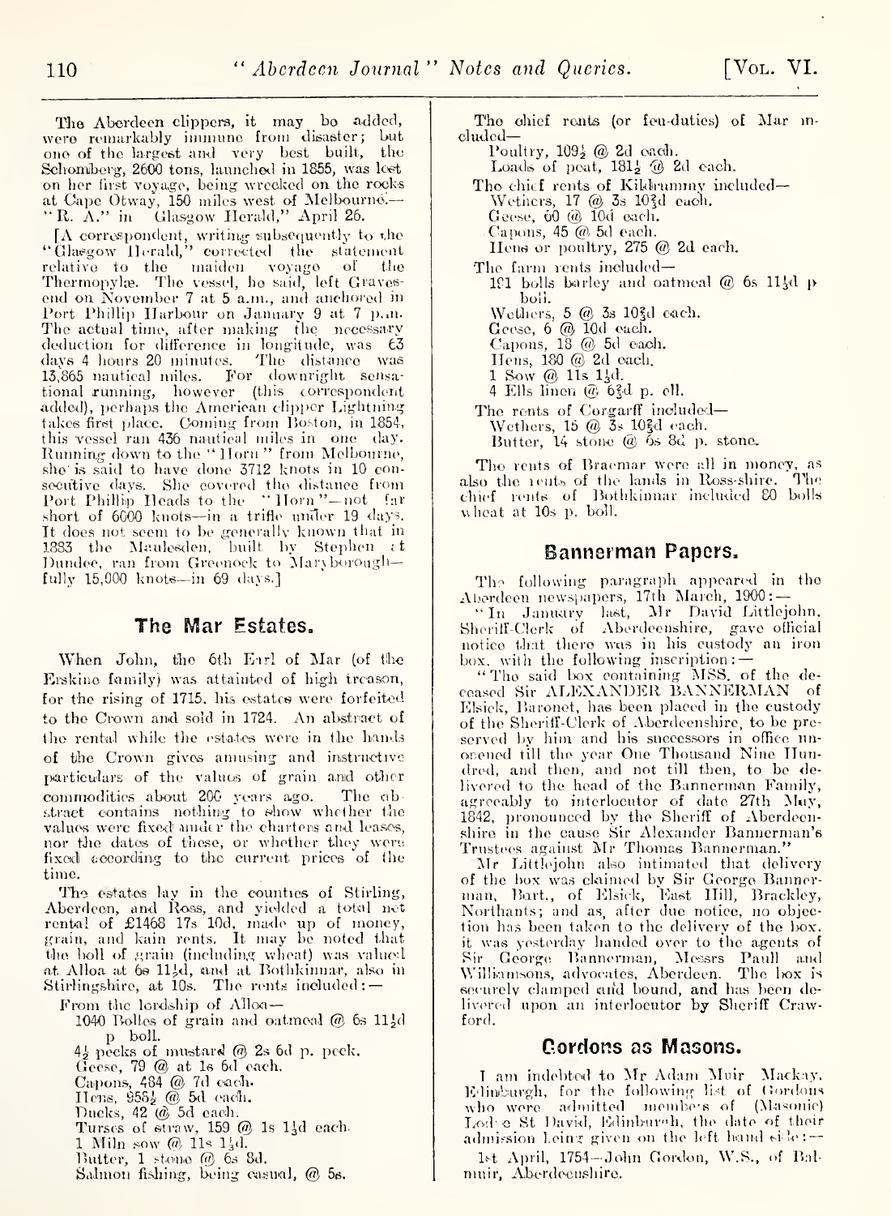The Aberdeen clippers, it may be added, were remarkably immune from disaster; but one of the largest and very best built, the Schomberg, 2600 tons, launched in 1855, was lost on her first voyage, being wrecked on the rocks at Cape Otway, 150 miles west of Melbourne.—"R. A." in "Glasgow Herald," April 26.

[A correspondent, writing subsequently to the "Glasgow Herald," corrected the statement relative to the maiden voyage of the Thermopylæ. The vessel, he said, left Gravesend on November 7 at 5 a.m., and anchored in Port Phillip Harbour on January 9 at 7 p.m. The actual time, after making the necessary deduction for difference in longitude, was 63 days 4 hours 20 minutes. The distance was 13,865 nautical miles. For downright sensational running, however (this correspondent added), perhaps the American clipper Lightning takes first place. Coming from Boston, in 1854, this vessel ran 436 nautical miles in one day. Running down to the "Horn" from Melbourne, she is said to have done 3712 knots in 10 consecutive days. She covered the distance from Port Phillip Heads to the "Horn"—not far short of 6000 knots—in a trifle under 19 days. It does not seem to be generally known that in 1883 the Maulesden, built by Stephen at Dundee, ran from Greenock to Maryborough—fully 15,000 knots—in 69 days.]

## The Mar Estates.

When John, the 6th Earl of Mar (of the Erskine family) was attainted of high treason, for the rising of 1715, his estates were forfeited to the Crown and sold in 1724. An abstract of the rental while the estates were in the hands of the Crown gives amusing and instructive particulars of the values of grain and other commodities about 200 years ago. The abstract contains nothing to show whether the values were fixed under the charters and leases, nor the dates of these, or whether they were fixed according to the current prices of the time.

The estates lay in the counties of Stirling, Aberdeen, and Ross, and yielded a total net rental of £1468 17s 10d, made up of money, grain, and kain rents. It may be noted that the boll of grain (including wheat) was valued at Alloa at 6s 11½d, and at Bothkinnar, also in Stirlingshire, at 10s. The rents included:—

From the lordship of Alloa—

- 1040 Bolles of grain and oatmeal @ 6s 11½d p boll.
- 4½ pecks of mustard @ 2s 6d p. peck.
- Geese, 79 @ at 1s 6d each.
- Capons, 484 @ 7d each.
- Hens, 958½ @ 5d each.
- Ducks, 42 @ 5d each.
- Turses of straw, 159 @ 1s 1½d each.
- 1 Miln sow @ 11s 1½d.
- Butter, 1 stone @ 6s 8d.
- Salmon fishing, being casual, @ 5s.

The chief rents (or feu-duties) of Mar included—

- Poultry, 109½ @ 2d each.
- Loads of peat, 181½ @ 2d each.

The chief rents of Kildrummy included—

- Wethers, 17 @ 3s 10¾d each.
- Geese, 60 @ 10d each.
- Capons, 45 @ 5d each.
- Hens or poultry, 275 @ 2d each.

The farm rents included—

- 181 bolls barley and oatmeal @ 6s 11½d p boll.
- Wethers, 5 @ 3s 10¾d each.
- Geese, 6 @ 10d each.
- Capons, 18 @ 5d each.
- Hens, 180 @ 2d each.
- 1 Sow @ 11s 1½d.
- 4 Ells linen @ 6¾d p. ell.

The rents of Corgarff included—

- Wethers, 15 @ 3s 10¾d each.
- Butter, 14 stone @ 6s 8d p. stone.

The rents of Braemar were all in money, as also the rents of the lands in Ross-shire. The chief rents of Bothkinnar included 80 bolls wheat at 10s p. boll.

## Bannerman Papers.

The following paragraph appeared in the Aberdeen newspapers, 17th March, 1900:—

"In January last, Mr David Littlejohn, Sheriff-Clerk of Aberdeenshire, gave official notice that there was in his custody an iron box, with the following inscription:—

"The said box containing MSS. of the deceased Sir ALEXANDER BANNERMAN of Elsick, Baronet, has been placed in the custody of the Sheriff-Clerk of Aberdeenshire, to be preserved by him and his successors in office unopened till the year One Thousand Nine Hundred, and then, and not till then, to be delivered to the head of the Bannerman Family, agreeably to interlocutor of date 27th May, 1842, pronounced by the Sheriff of Aberdeenshire in the cause Sir Alexander Bannerman's Trustees against Mr Thomas Bannerman."

Mr Littlejohn also intimated that delivery of the box was claimed by Sir George Bannerman, Bart., of Elsick, East Hill, Brackley, Northants; and as, after due notice, no objection has been taken to the delivery of the box, it was yesterday handed over to the agents of Sir George Bannerman, Messrs Paull and Williamsons, advocates, Aberdeen. The box is securely clamped and bound, and has been delivered upon an interlocutor by Sheriff Crawford.

## Gordons as Masons.

I am indebted to Mr Adam Muir Mackay, Edinburgh, for the following list of Gordons who were admitted members of (Masonic) Lodge St David, Edinburgh, the date of their admission being given on the left hand side:—

1st April, 1754—John Gordon, W.S., of Balmuir, Aberdeenshire.